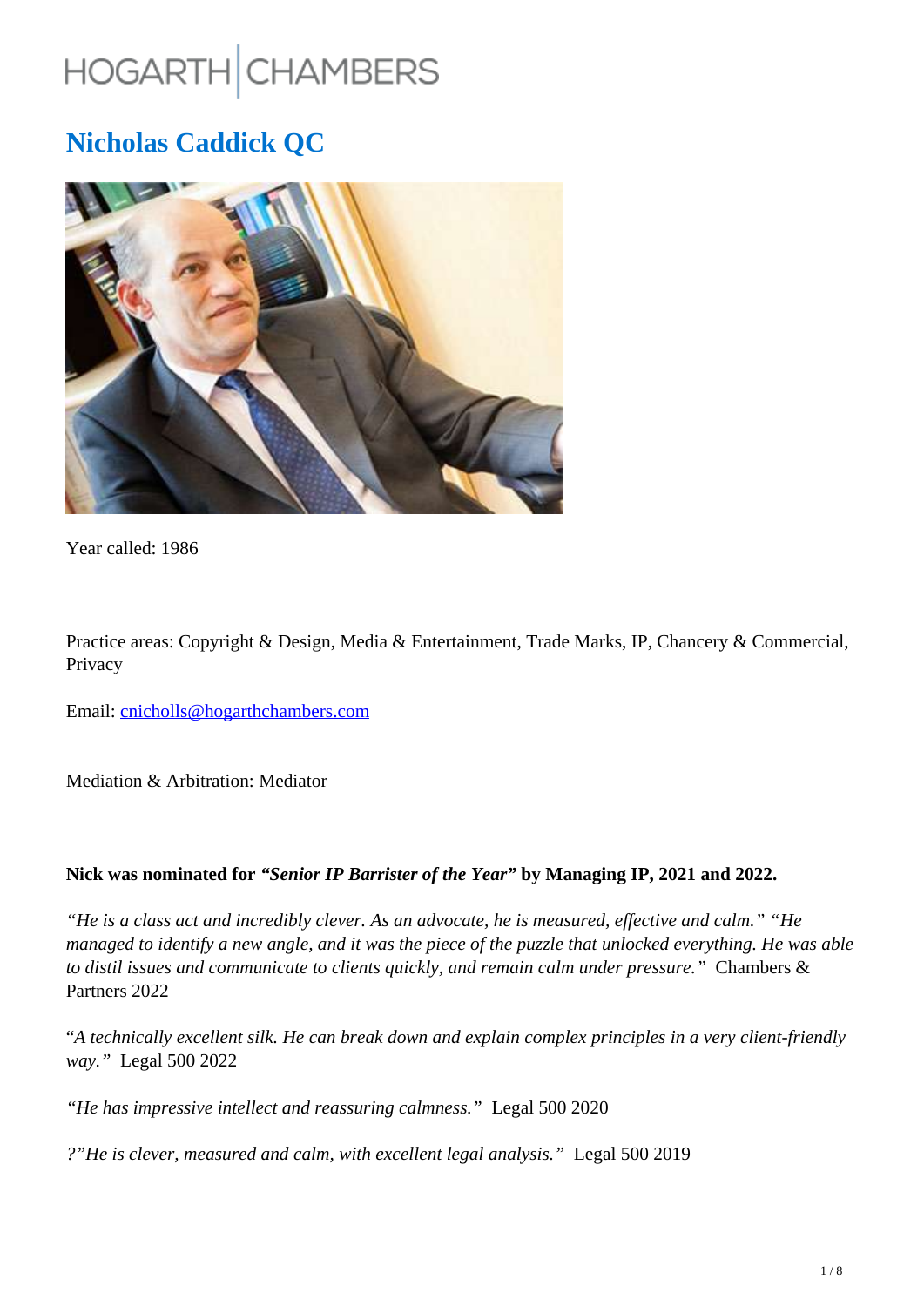HOGARTH CHAMBERS

# Nicholas Caddick QC

Year called: 1986

Practice areas: Copyright & Design, Media & Entertainment, Trade Marks, IP, Chancery & Commercial, Privacy

Email: cnicholls@hogarthchambers.com

Mediation & Arbitration: Mediator

**Nick was nominated for *"Senior IP Barrister of the Year"* by Managing IP, 2021 and 2022.**

*"He is a class act and incredibly clever. As an advocate, he is measured, effective and calm." "He managed to identify a new angle, and it was the piece of the puzzle that unlocked everything. He was able to distil issues and communicate to clients quickly, and remain calm under pressure."* Chambers & Partners 2022

"*A technically excellent silk. He can break down and explain complex principles in a very client-friendly way."* Legal 500 2022

*"He has impressive intellect and reassuring calmness."* Legal 500 2020

*?"He is clever, measured and calm, with excellent legal analysis."* Legal 500 2019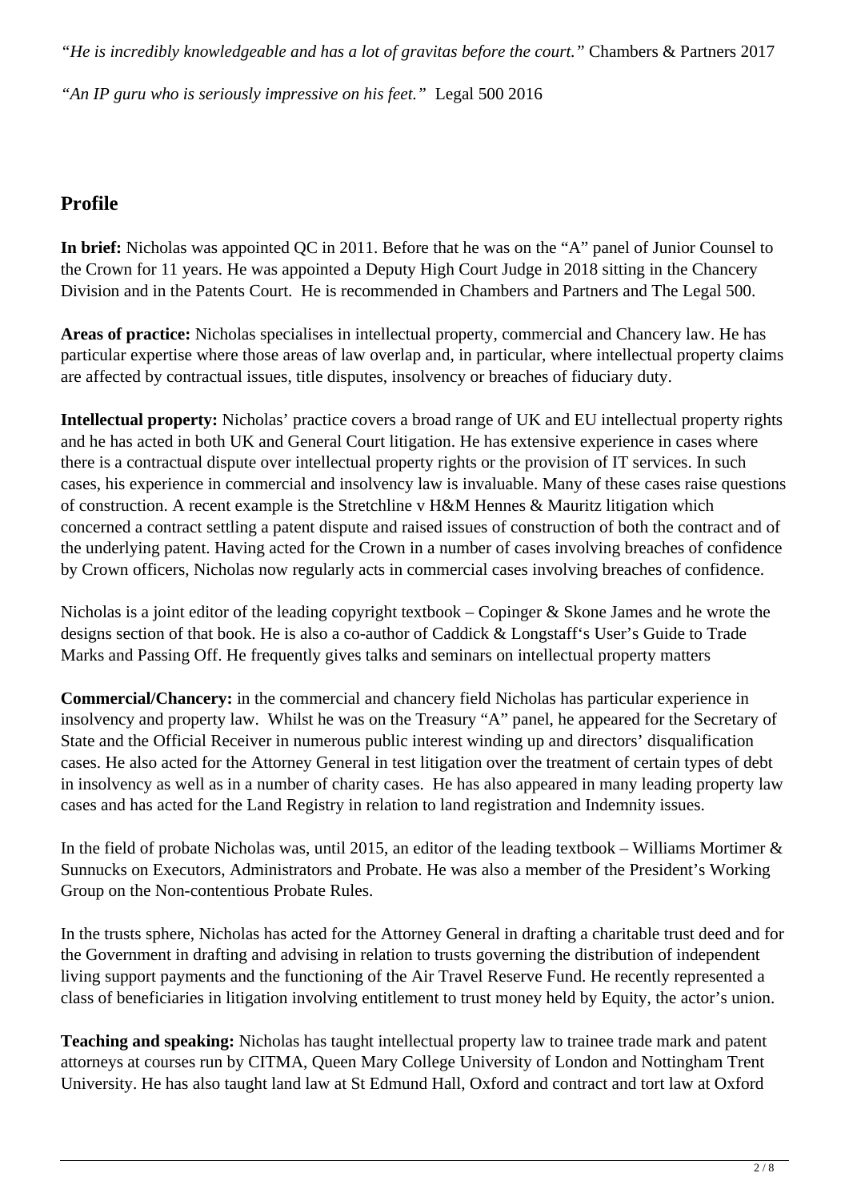*"He is incredibly knowledgeable and has a lot of gravitas before the court."* Chambers & Partners 2017

*"An IP guru who is seriously impressive on his feet."* Legal 500 2016

## Profile

**In brief:** Nicholas was appointed QC in 2011. Before that he was on the "A" panel of Junior Counsel to the Crown for 11 years. He was appointed a Deputy High Court Judge in 2018 sitting in the Chancery Division and in the Patents Court. He is recommended in Chambers and Partners and The Legal 500.

**Areas of practice:** Nicholas specialises in intellectual property, commercial and Chancery law. He has particular expertise where those areas of law overlap and, in particular, where intellectual property claims are affected by contractual issues, title disputes, insolvency or breaches of fiduciary duty.

**Intellectual property:** Nicholas' practice covers a broad range of UK and EU intellectual property rights and he has acted in both UK and General Court litigation. He has extensive experience in cases where there is a contractual dispute over intellectual property rights or the provision of IT services. In such cases, his experience in commercial and insolvency law is invaluable. Many of these cases raise questions of construction. A recent example is the Stretchline v H&M Hennes & Mauritz litigation which concerned a contract settling a patent dispute and raised issues of construction of both the contract and of the underlying patent. Having acted for the Crown in a number of cases involving breaches of confidence by Crown officers, Nicholas now regularly acts in commercial cases involving breaches of confidence.

Nicholas is a joint editor of the leading copyright textbook – Copinger & Skone James and he wrote the designs section of that book. He is also a co-author of Caddick & Longstaff's User's Guide to Trade Marks and Passing Off. He frequently gives talks and seminars on intellectual property matters

**Commercial/Chancery:** in the commercial and chancery field Nicholas has particular experience in insolvency and property law. Whilst he was on the Treasury "A" panel, he appeared for the Secretary of State and the Official Receiver in numerous public interest winding up and directors' disqualification cases. He also acted for the Attorney General in test litigation over the treatment of certain types of debt in insolvency as well as in a number of charity cases. He has also appeared in many leading property law cases and has acted for the Land Registry in relation to land registration and Indemnity issues.

In the field of probate Nicholas was, until 2015, an editor of the leading textbook – Williams Mortimer & Sunnucks on Executors, Administrators and Probate. He was also a member of the President's Working Group on the Non-contentious Probate Rules.

In the trusts sphere, Nicholas has acted for the Attorney General in drafting a charitable trust deed and for the Government in drafting and advising in relation to trusts governing the distribution of independent living support payments and the functioning of the Air Travel Reserve Fund. He recently represented a class of beneficiaries in litigation involving entitlement to trust money held by Equity, the actor's union.

**Teaching and speaking:** Nicholas has taught intellectual property law to trainee trade mark and patent attorneys at courses run by CITMA, Queen Mary College University of London and Nottingham Trent University. He has also taught land law at St Edmund Hall, Oxford and contract and tort law at Oxford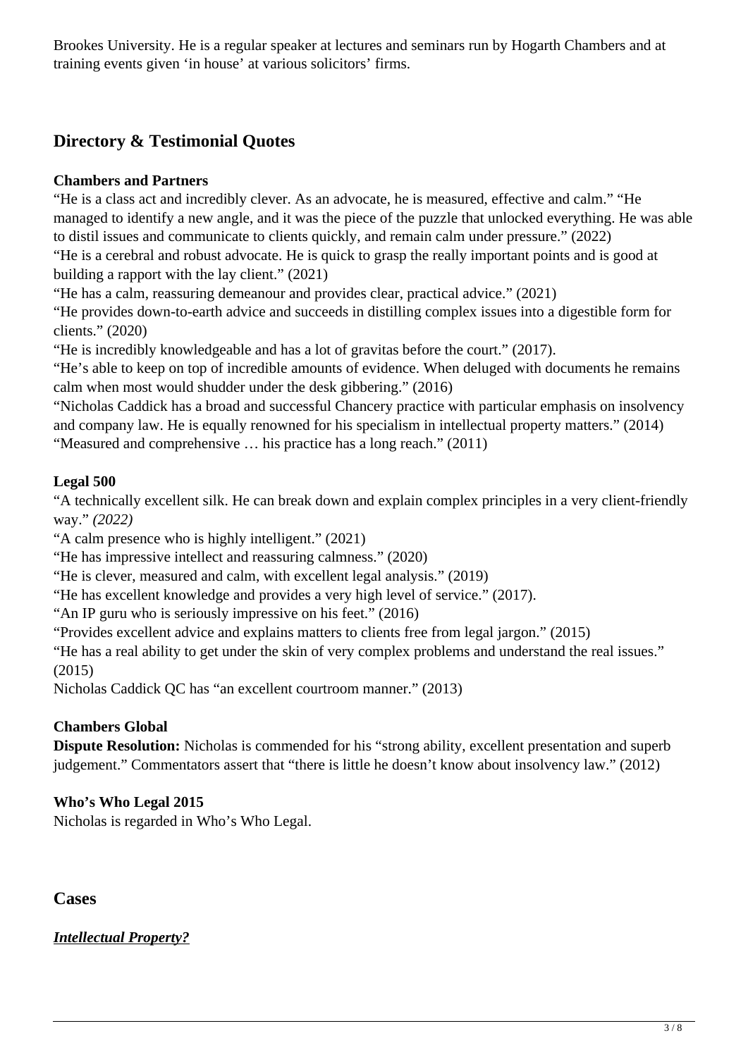Brookes University. He is a regular speaker at lectures and seminars run by Hogarth Chambers and at training events given 'in house' at various solicitors' firms.

## Directory & Testimonial Quotes

**Chambers and Partners**

"He is a class act and incredibly clever. As an advocate, he is measured, effective and calm." "He managed to identify a new angle, and it was the piece of the puzzle that unlocked everything. He was able to distil issues and communicate to clients quickly, and remain calm under pressure." (2022)

"He is a cerebral and robust advocate. He is quick to grasp the really important points and is good at building a rapport with the lay client." (2021)

"He has a calm, reassuring demeanour and provides clear, practical advice." (2021)

"He provides down-to-earth advice and succeeds in distilling complex issues into a digestible form for clients." (2020)

"He is incredibly knowledgeable and has a lot of gravitas before the court." (2017).

"He's able to keep on top of incredible amounts of evidence. When deluged with documents he remains calm when most would shudder under the desk gibbering." (2016)

"Nicholas Caddick has a broad and successful Chancery practice with particular emphasis on insolvency and company law. He is equally renowned for his specialism in intellectual property matters." (2014)

"Measured and comprehensive … his practice has a long reach." (2011)

**Legal 500**

"A technically excellent silk. He can break down and explain complex principles in a very client-friendly way." *(2022)*

"A calm presence who is highly intelligent." (2021)

"He has impressive intellect and reassuring calmness." (2020)

"He is clever, measured and calm, with excellent legal analysis." (2019)

"He has excellent knowledge and provides a very high level of service." (2017).

"An IP guru who is seriously impressive on his feet." (2016)

"Provides excellent advice and explains matters to clients free from legal jargon." (2015)

"He has a real ability to get under the skin of very complex problems and understand the real issues." (2015)

Nicholas Caddick QC has "an excellent courtroom manner." (2013)

**Chambers Global**

**Dispute Resolution:** Nicholas is commended for his "strong ability, excellent presentation and superb judgement." Commentators assert that "there is little he doesn't know about insolvency law." (2012)

**Who's Who Legal 2015**

Nicholas is regarded in Who's Who Legal.

## Cases

***Intellectual Property?***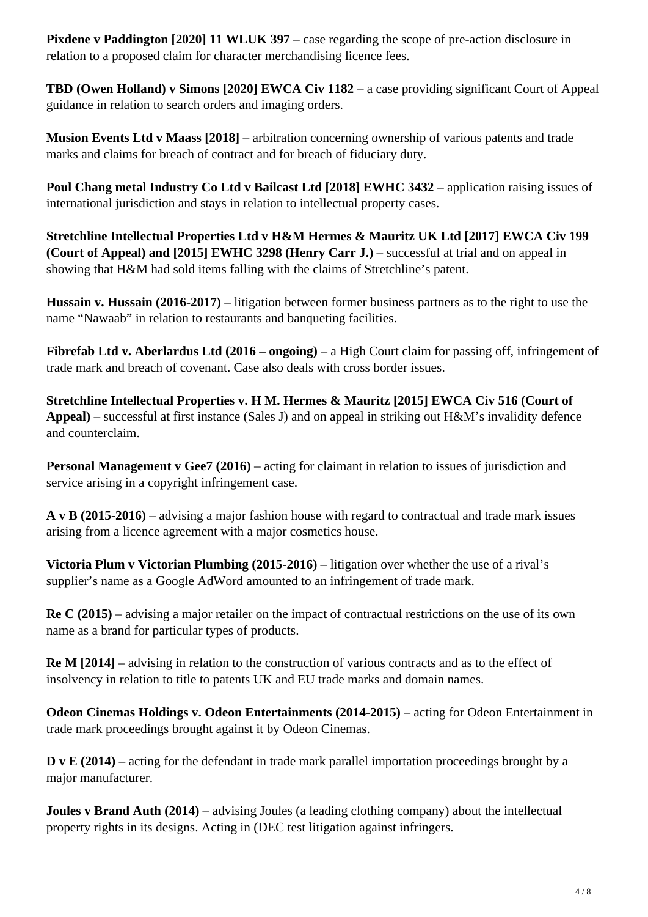**Pixdene v Paddington [2020] 11 WLUK 397** – case regarding the scope of pre-action disclosure in relation to a proposed claim for character merchandising licence fees.

**TBD (Owen Holland) v Simons [2020] EWCA Civ 1182** – a case providing significant Court of Appeal guidance in relation to search orders and imaging orders.

**Musion Events Ltd v Maass [2018]** – arbitration concerning ownership of various patents and trade marks and claims for breach of contract and for breach of fiduciary duty.

**Poul Chang metal Industry Co Ltd v Bailcast Ltd [2018] EWHC 3432** – application raising issues of international jurisdiction and stays in relation to intellectual property cases.

**Stretchline Intellectual Properties Ltd v H&M Hermes & Mauritz UK Ltd [2017] EWCA Civ 199 (Court of Appeal) and [2015] EWHC 3298 (Henry Carr J.)** – successful at trial and on appeal in showing that H&M had sold items falling with the claims of Stretchline's patent.

**Hussain v. Hussain (2016-2017)** – litigation between former business partners as to the right to use the name "Nawaab" in relation to restaurants and banqueting facilities.

**Fibrefab Ltd v. Aberlardus Ltd (2016 – ongoing)** – a High Court claim for passing off, infringement of trade mark and breach of covenant. Case also deals with cross border issues.

**Stretchline Intellectual Properties v. H M. Hermes & Mauritz [2015] EWCA Civ 516 (Court of Appeal)** – successful at first instance (Sales J) and on appeal in striking out H&M's invalidity defence and counterclaim.

**Personal Management v Gee7 (2016)** – acting for claimant in relation to issues of jurisdiction and service arising in a copyright infringement case.

**A v B (2015-2016)** – advising a major fashion house with regard to contractual and trade mark issues arising from a licence agreement with a major cosmetics house.

**Victoria Plum v Victorian Plumbing (2015-2016)** – litigation over whether the use of a rival's supplier's name as a Google AdWord amounted to an infringement of trade mark.

**Re C (2015)** – advising a major retailer on the impact of contractual restrictions on the use of its own name as a brand for particular types of products.

**Re M [2014]** – advising in relation to the construction of various contracts and as to the effect of insolvency in relation to title to patents UK and EU trade marks and domain names.

**Odeon Cinemas Holdings v. Odeon Entertainments (2014-2015)** – acting for Odeon Entertainment in trade mark proceedings brought against it by Odeon Cinemas.

**D v E (2014)** – acting for the defendant in trade mark parallel importation proceedings brought by a major manufacturer.

**Joules v Brand Auth (2014)** – advising Joules (a leading clothing company) about the intellectual property rights in its designs. Acting in (DEC test litigation against infringers.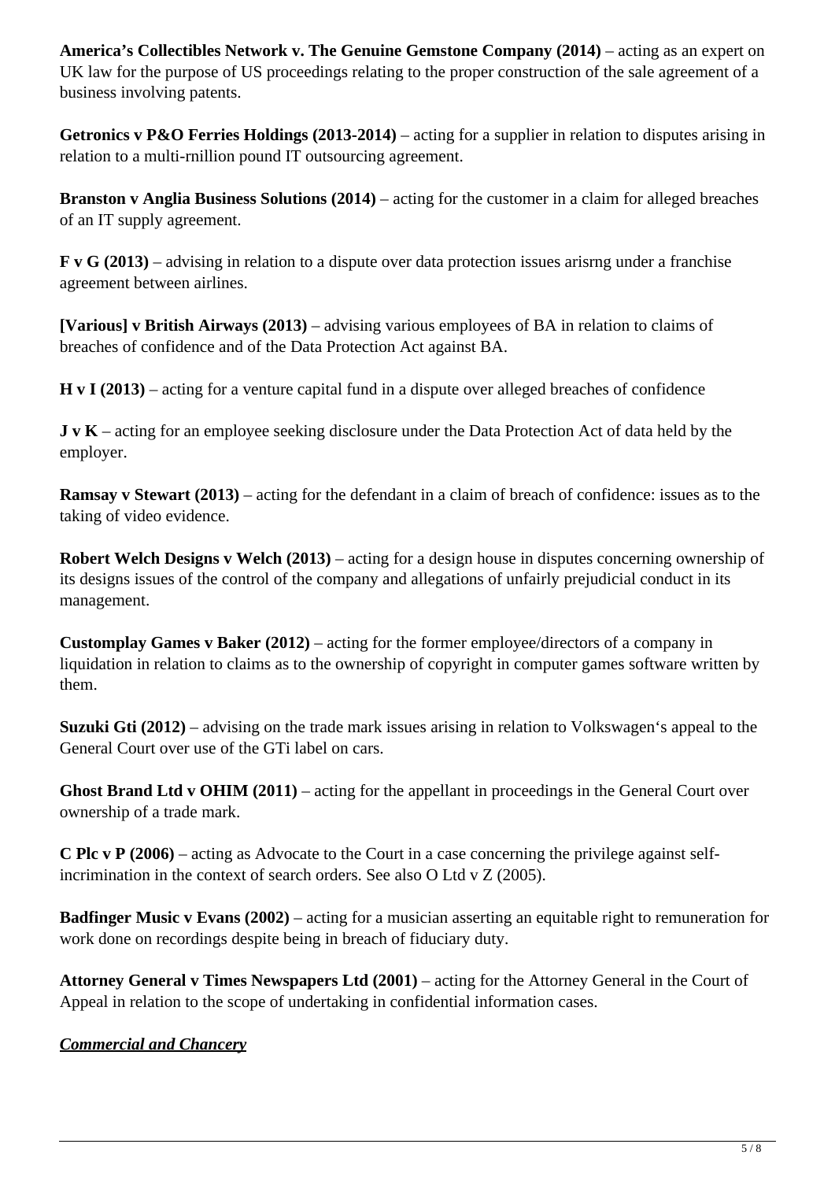**America's Collectibles Network v. The Genuine Gemstone Company (2014)** – acting as an expert on UK law for the purpose of US proceedings relating to the proper construction of the sale agreement of a business involving patents.

**Getronics v P&O Ferries Holdings (2013-2014)** – acting for a supplier in relation to disputes arising in relation to a multi-rnillion pound IT outsourcing agreement.

**Branston v Anglia Business Solutions (2014)** – acting for the customer in a claim for alleged breaches of an IT supply agreement.

**F v G (2013)** – advising in relation to a dispute over data protection issues arisrng under a franchise agreement between airlines.

**[Various] v British Airways (2013)** – advising various employees of BA in relation to claims of breaches of confidence and of the Data Protection Act against BA.

**H v I (2013)** – acting for a venture capital fund in a dispute over alleged breaches of confidence

**J v K** – acting for an employee seeking disclosure under the Data Protection Act of data held by the employer.

**Ramsay v Stewart (2013)** – acting for the defendant in a claim of breach of confidence: issues as to the taking of video evidence.

**Robert Welch Designs v Welch (2013)** – acting for a design house in disputes concerning ownership of its designs issues of the control of the company and allegations of unfairly prejudicial conduct in its management.

**Customplay Games v Baker (2012)** – acting for the former employee/directors of a company in liquidation in relation to claims as to the ownership of copyright in computer games software written by them.

**Suzuki Gti (2012)** – advising on the trade mark issues arising in relation to Volkswagen's appeal to the General Court over use of the GTi label on cars.

**Ghost Brand Ltd v OHIM (2011)** – acting for the appellant in proceedings in the General Court over ownership of a trade mark.

**C Plc v P (2006)** – acting as Advocate to the Court in a case concerning the privilege against self-incrimination in the context of search orders. See also O Ltd v Z (2005).

**Badfinger Music v Evans (2002)** – acting for a musician asserting an equitable right to remuneration for work done on recordings despite being in breach of fiduciary duty.

**Attorney General v Times Newspapers Ltd (2001)** – acting for the Attorney General in the Court of Appeal in relation to the scope of undertaking in confidential information cases.

***Commercial and Chancery***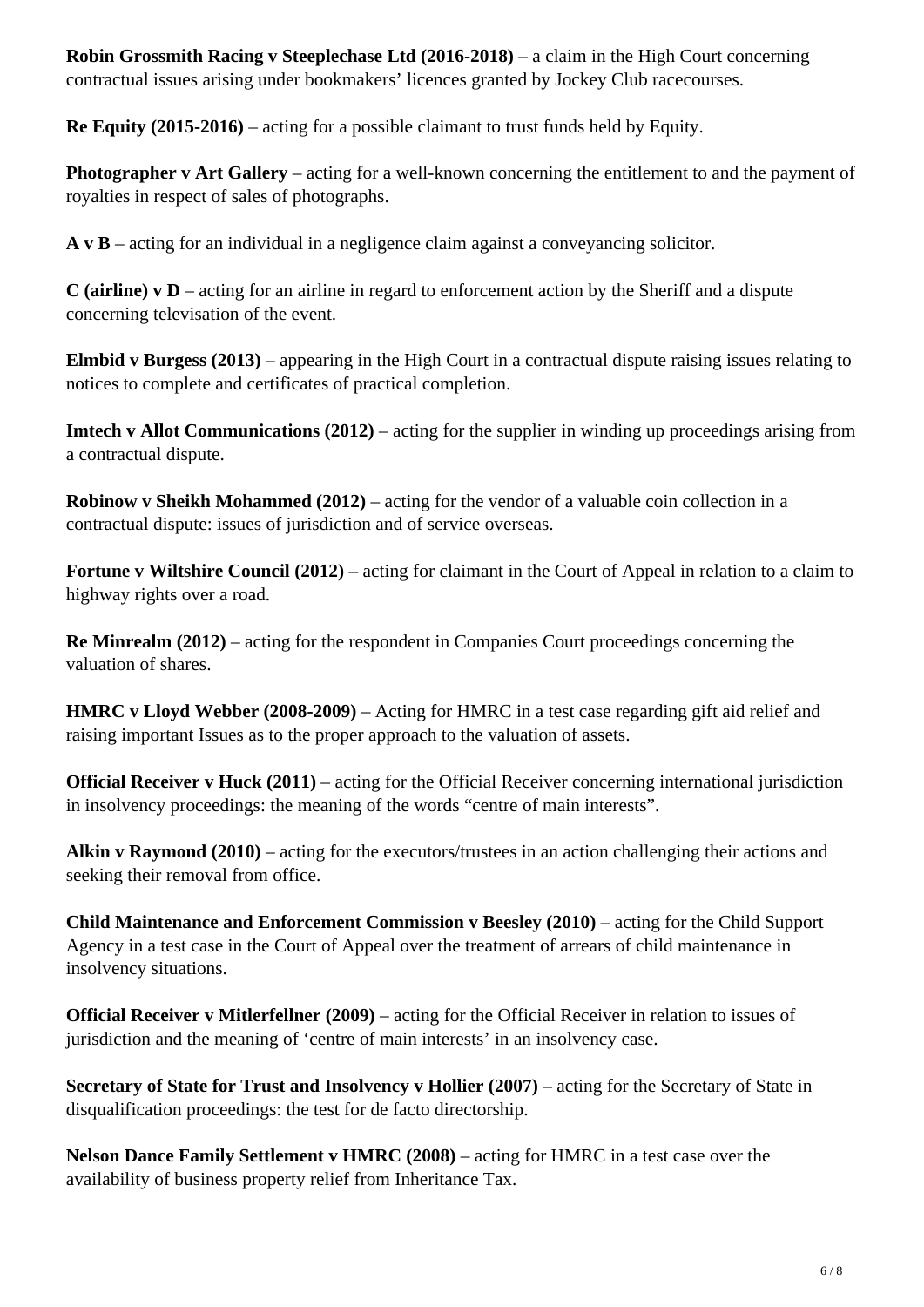**Robin Grossmith Racing v Steeplechase Ltd (2016-2018)** – a claim in the High Court concerning contractual issues arising under bookmakers' licences granted by Jockey Club racecourses.

**Re Equity (2015-2016)** – acting for a possible claimant to trust funds held by Equity.

**Photographer v Art Gallery** – acting for a well-known concerning the entitlement to and the payment of royalties in respect of sales of photographs.

**A v B** – acting for an individual in a negligence claim against a conveyancing solicitor.

**C (airline) v D** – acting for an airline in regard to enforcement action by the Sheriff and a dispute concerning televisation of the event.

**Elmbid v Burgess (2013)** – appearing in the High Court in a contractual dispute raising issues relating to notices to complete and certificates of practical completion.

**Imtech v Allot Communications (2012)** – acting for the supplier in winding up proceedings arising from a contractual dispute.

**Robinow v Sheikh Mohammed (2012)** – acting for the vendor of a valuable coin collection in a contractual dispute: issues of jurisdiction and of service overseas.

**Fortune v Wiltshire Council (2012)** – acting for claimant in the Court of Appeal in relation to a claim to highway rights over a road.

**Re Minrealm (2012)** – acting for the respondent in Companies Court proceedings concerning the valuation of shares.

**HMRC v Lloyd Webber (2008-2009)** – Acting for HMRC in a test case regarding gift aid relief and raising important Issues as to the proper approach to the valuation of assets.

**Official Receiver v Huck (2011)** – acting for the Official Receiver concerning international jurisdiction in insolvency proceedings: the meaning of the words "centre of main interests".

**Alkin v Raymond (2010)** – acting for the executors/trustees in an action challenging their actions and seeking their removal from office.

**Child Maintenance and Enforcement Commission v Beesley (2010)** – acting for the Child Support Agency in a test case in the Court of Appeal over the treatment of arrears of child maintenance in insolvency situations.

**Official Receiver v Mitlerfellner (2009)** – acting for the Official Receiver in relation to issues of jurisdiction and the meaning of 'centre of main interests' in an insolvency case.

**Secretary of State for Trust and Insolvency v Hollier (2007)** – acting for the Secretary of State in disqualification proceedings: the test for de facto directorship.

**Nelson Dance Family Settlement v HMRC (2008)** – acting for HMRC in a test case over the availability of business property relief from Inheritance Tax.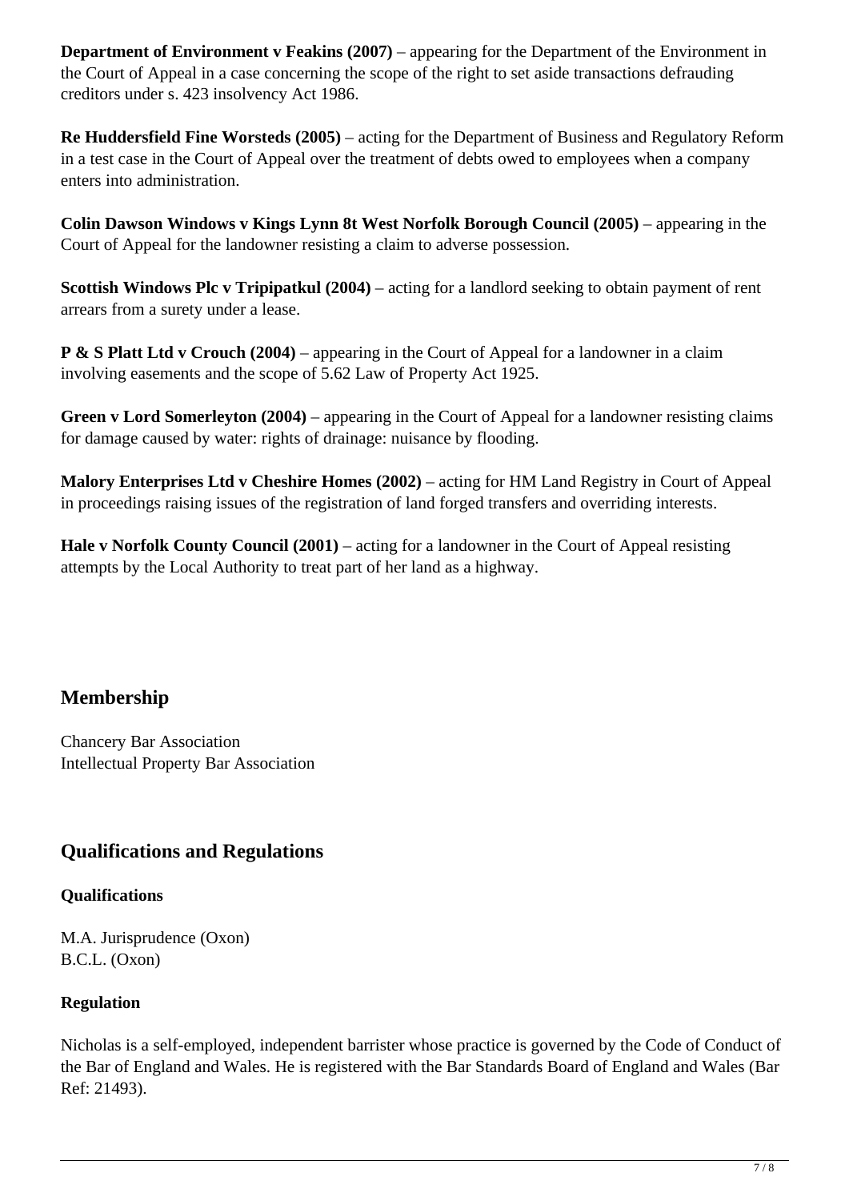**Department of Environment v Feakins (2007)** – appearing for the Department of the Environment in the Court of Appeal in a case concerning the scope of the right to set aside transactions defrauding creditors under s. 423 insolvency Act 1986.

**Re Huddersfield Fine Worsteds (2005)** – acting for the Department of Business and Regulatory Reform in a test case in the Court of Appeal over the treatment of debts owed to employees when a company enters into administration.

**Colin Dawson Windows v Kings Lynn 8t West Norfolk Borough Council (2005)** – appearing in the Court of Appeal for the landowner resisting a claim to adverse possession.

**Scottish Windows Plc v Tripipatkul (2004)** – acting for a landlord seeking to obtain payment of rent arrears from a surety under a lease.

**P & S Platt Ltd v Crouch (2004)** – appearing in the Court of Appeal for a landowner in a claim involving easements and the scope of 5.62 Law of Property Act 1925.

**Green v Lord Somerleyton (2004)** – appearing in the Court of Appeal for a landowner resisting claims for damage caused by water: rights of drainage: nuisance by flooding.

**Malory Enterprises Ltd v Cheshire Homes (2002)** – acting for HM Land Registry in Court of Appeal in proceedings raising issues of the registration of land forged transfers and overriding interests.

**Hale v Norfolk County Council (2001)** – acting for a landowner in the Court of Appeal resisting attempts by the Local Authority to treat part of her land as a highway.

## Membership

Chancery Bar Association
Intellectual Property Bar Association

## Qualifications and Regulations

**Qualifications**

M.A. Jurisprudence (Oxon)
B.C.L. (Oxon)

**Regulation**

Nicholas is a self-employed, independent barrister whose practice is governed by the Code of Conduct of the Bar of England and Wales. He is registered with the Bar Standards Board of England and Wales (Bar Ref: 21493).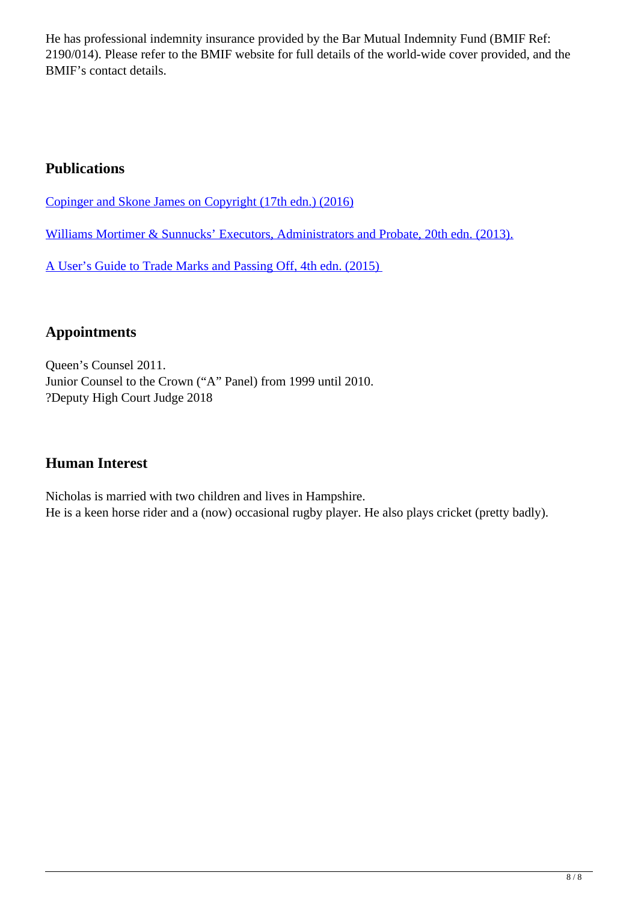He has professional indemnity insurance provided by the Bar Mutual Indemnity Fund (BMIF Ref: 2190/014). Please refer to the BMIF website for full details of the world-wide cover provided, and the BMIF's contact details.

## Publications

Copinger and Skone James on Copyright (17th edn.) (2016)

Williams Mortimer & Sunnucks' Executors, Administrators and Probate, 20th edn. (2013).

A User's Guide to Trade Marks and Passing Off, 4th edn. (2015)

## Appointments

Queen's Counsel 2011.
Junior Counsel to the Crown ("A" Panel) from 1999 until 2010.
?Deputy High Court Judge 2018

## Human Interest

Nicholas is married with two children and lives in Hampshire.
He is a keen horse rider and a (now) occasional rugby player. He also plays cricket (pretty badly).